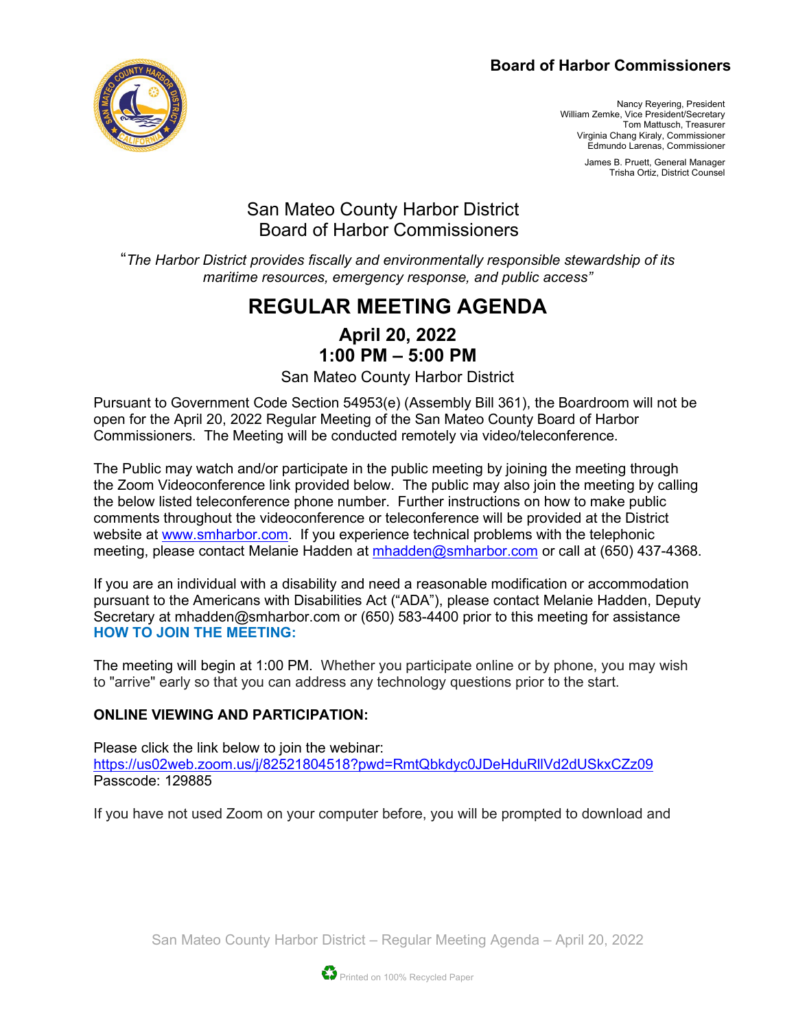**Board of Harbor Commissioners**

Nancy Reyering, President
William Zemke, Vice President/Secretary
Tom Mattusch, Treasurer
Virginia Chang Kiraly, Commissioner
Edmundo Larenas, Commissioner

James B. Pruett, General Manager
Trisha Ortiz, District Counsel

# San Mateo County Harbor District
# Board of Harbor Commissioners

*"The Harbor District provides fiscally and environmentally responsible stewardship of its maritime resources, emergency response, and public access"*

# REGULAR MEETING AGENDA

## April 20, 2022
## 1:00 PM – 5:00 PM

San Mateo County Harbor District

Pursuant to Government Code Section 54953(e) (Assembly Bill 361), the Boardroom will not be open for the April 20, 2022 Regular Meeting of the San Mateo County Board of Harbor Commissioners. The Meeting will be conducted remotely via video/teleconference.

The Public may watch and/or participate in the public meeting by joining the meeting through the Zoom Videoconference link provided below. The public may also join the meeting by calling the below listed teleconference phone number. Further instructions on how to make public comments throughout the videoconference or teleconference will be provided at the District website at www.smharbor.com. If you experience technical problems with the telephonic meeting, please contact Melanie Hadden at mhadden@smharbor.com or call at (650) 437-4368.

If you are an individual with a disability and need a reasonable modification or accommodation pursuant to the Americans with Disabilities Act ("ADA"), please contact Melanie Hadden, Deputy Secretary at mhadden@smharbor.com or (650) 583-4400 prior to this meeting for assistance

**HOW TO JOIN THE MEETING:**

The meeting will begin at 1:00 PM. Whether you participate online or by phone, you may wish to "arrive" early so that you can address any technology questions prior to the start.

**ONLINE VIEWING AND PARTICIPATION:**

Please click the link below to join the webinar:
https://us02web.zoom.us/j/82521804518?pwd=RmtQbkdyc0JDeHduRllVd2dUSkxCZz09
Passcode: 129885

If you have not used Zoom on your computer before, you will be prompted to download and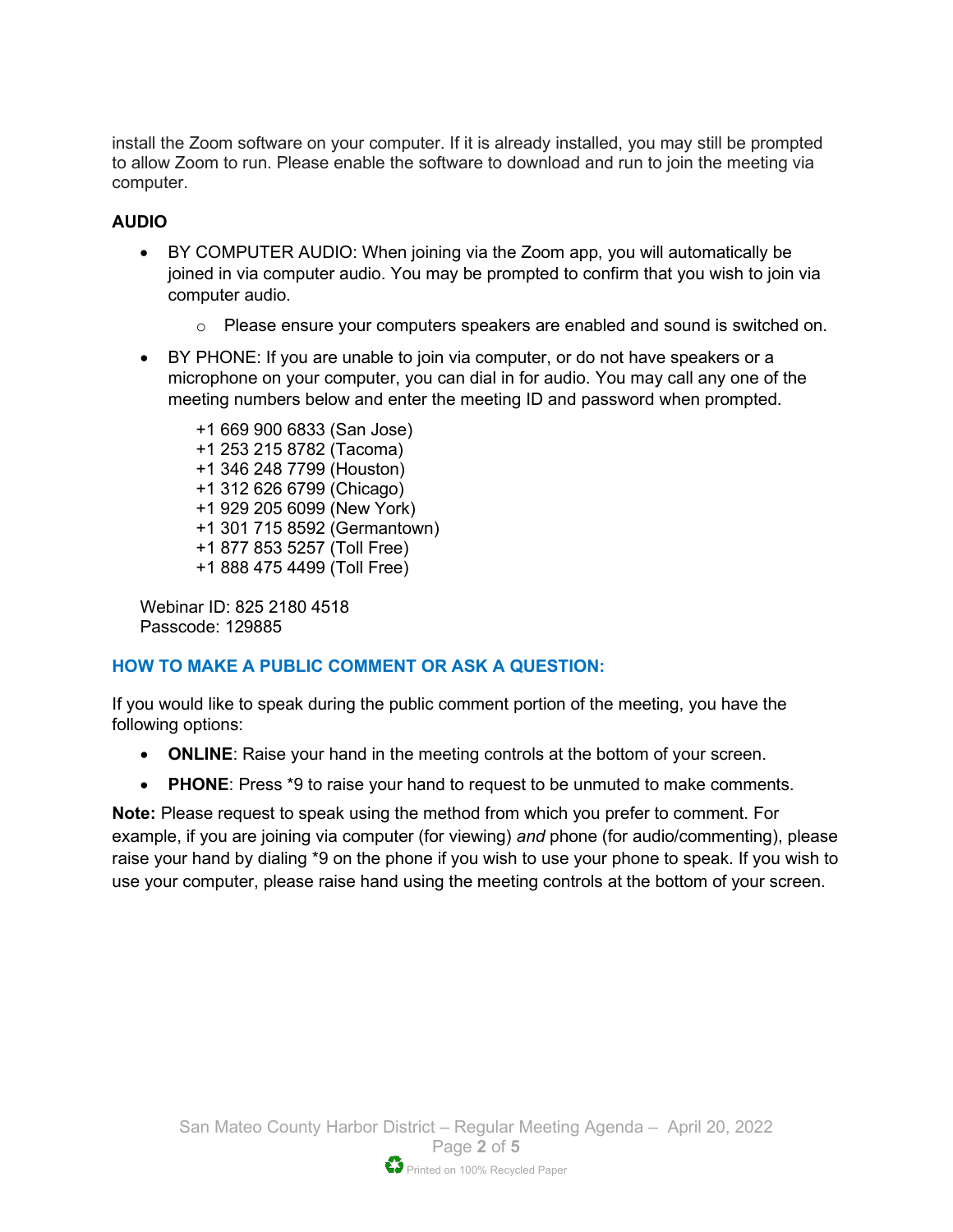install the Zoom software on your computer. If it is already installed, you may still be prompted to allow Zoom to run. Please enable the software to download and run to join the meeting via computer.

**AUDIO**

- BY COMPUTER AUDIO: When joining via the Zoom app, you will automatically be joined in via computer audio. You may be prompted to confirm that you wish to join via computer audio.
  - Please ensure your computers speakers are enabled and sound is switched on.
- BY PHONE: If you are unable to join via computer, or do not have speakers or a microphone on your computer, you can dial in for audio. You may call any one of the meeting numbers below and enter the meeting ID and password when prompted.

  +1 669 900 6833 (San Jose)
  +1 253 215 8782 (Tacoma)
  +1 346 248 7799 (Houston)
  +1 312 626 6799 (Chicago)
  +1 929 205 6099 (New York)
  +1 301 715 8592 (Germantown)
  +1 877 853 5257 (Toll Free)
  +1 888 475 4499 (Toll Free)

  Webinar ID: 825 2180 4518
  Passcode: 129885

## HOW TO MAKE A PUBLIC COMMENT OR ASK A QUESTION:

If you would like to speak during the public comment portion of the meeting, you have the following options:

- **ONLINE**: Raise your hand in the meeting controls at the bottom of your screen.
- **PHONE**: Press *9 to raise your hand to request to be unmuted to make comments.

**Note:** Please request to speak using the method from which you prefer to comment. For example, if you are joining via computer (for viewing) *and* phone (for audio/commenting), please raise your hand by dialing *9 on the phone if you wish to use your phone to speak. If you wish to use your computer, please raise hand using the meeting controls at the bottom of your screen.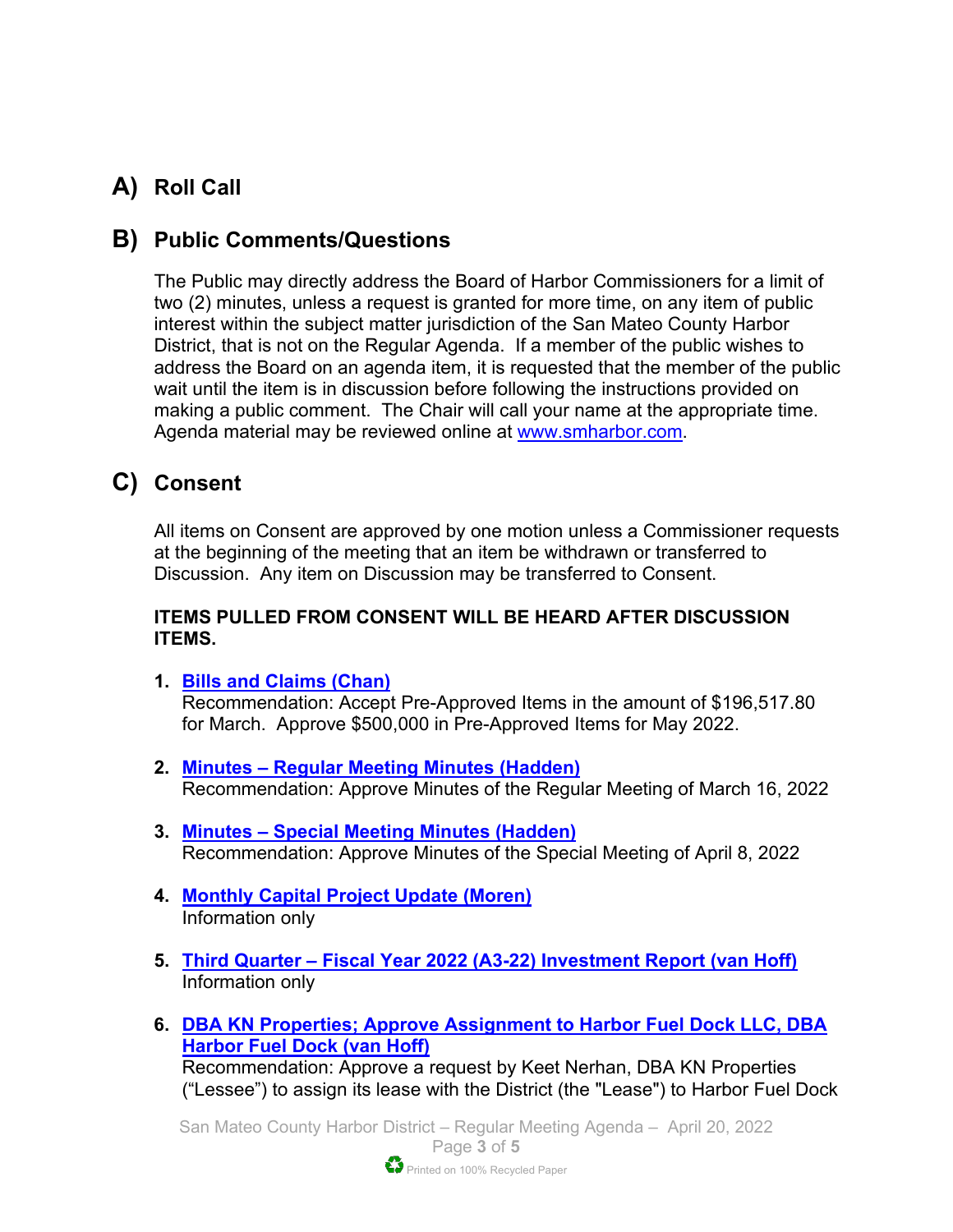## A) Roll Call

## B) Public Comments/Questions

The Public may directly address the Board of Harbor Commissioners for a limit of two (2) minutes, unless a request is granted for more time, on any item of public interest within the subject matter jurisdiction of the San Mateo County Harbor District, that is not on the Regular Agenda. If a member of the public wishes to address the Board on an agenda item, it is requested that the member of the public wait until the item is in discussion before following the instructions provided on making a public comment. The Chair will call your name at the appropriate time. Agenda material may be reviewed online at www.smharbor.com.

## C) Consent

All items on Consent are approved by one motion unless a Commissioner requests at the beginning of the meeting that an item be withdrawn or transferred to Discussion. Any item on Discussion may be transferred to Consent.

**ITEMS PULLED FROM CONSENT WILL BE HEARD AFTER DISCUSSION ITEMS.**

1. **Bills and Claims (Chan)**
   Recommendation: Accept Pre-Approved Items in the amount of $196,517.80 for March. Approve $500,000 in Pre-Approved Items for May 2022.

2. **Minutes – Regular Meeting Minutes (Hadden)**
   Recommendation: Approve Minutes of the Regular Meeting of March 16, 2022

3. **Minutes – Special Meeting Minutes (Hadden)**
   Recommendation: Approve Minutes of the Special Meeting of April 8, 2022

4. **Monthly Capital Project Update (Moren)**
   Information only

5. **Third Quarter – Fiscal Year 2022 (A3-22) Investment Report (van Hoff)**
   Information only

6. **DBA KN Properties; Approve Assignment to Harbor Fuel Dock LLC, DBA Harbor Fuel Dock (van Hoff)**
   Recommendation: Approve a request by Keet Nerhan, DBA KN Properties ("Lessee") to assign its lease with the District (the "Lease") to Harbor Fuel Dock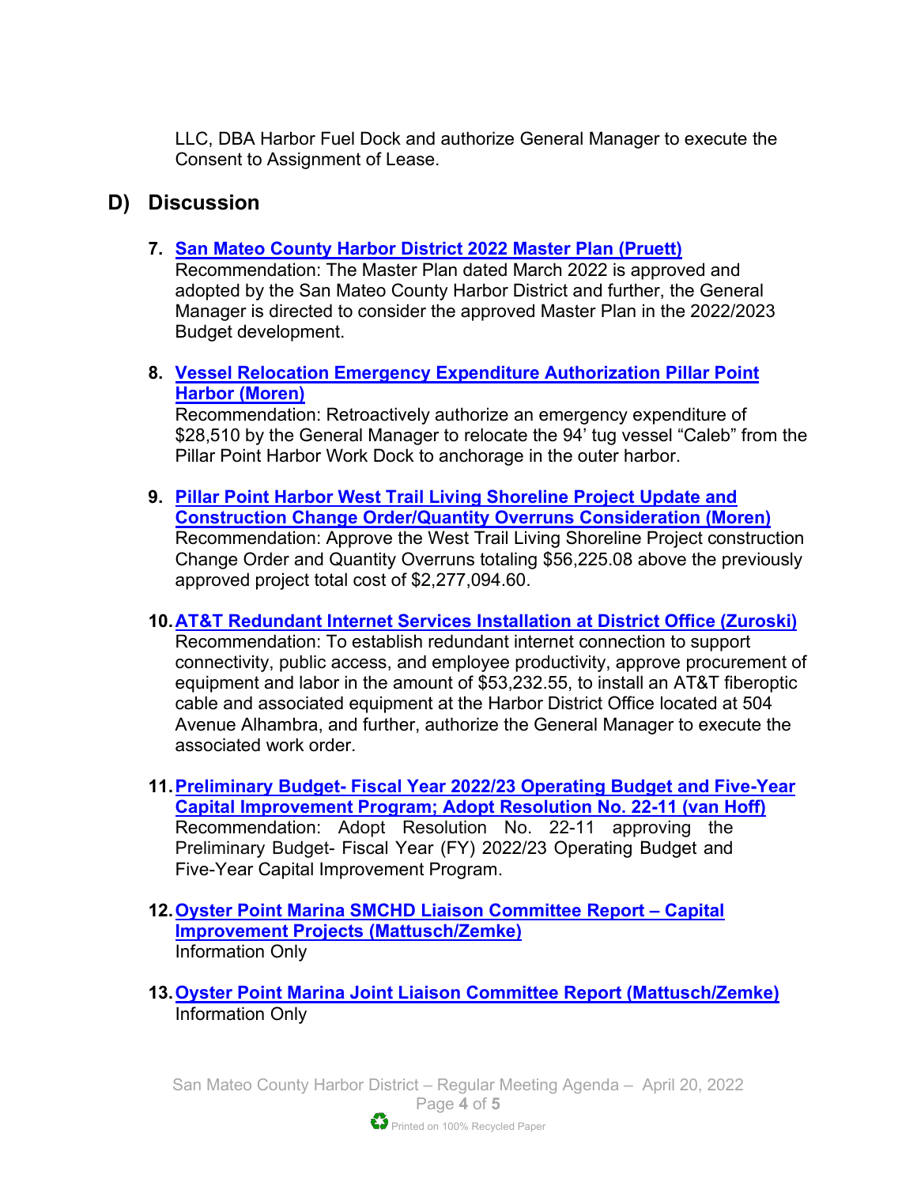LLC, DBA Harbor Fuel Dock and authorize General Manager to execute the Consent to Assignment of Lease.

## D) Discussion

7. **San Mateo County Harbor District 2022 Master Plan (Pruett)**
   Recommendation: The Master Plan dated March 2022 is approved and adopted by the San Mateo County Harbor District and further, the General Manager is directed to consider the approved Master Plan in the 2022/2023 Budget development.

8. **Vessel Relocation Emergency Expenditure Authorization Pillar Point Harbor (Moren)**
   Recommendation: Retroactively authorize an emergency expenditure of $28,510 by the General Manager to relocate the 94' tug vessel "Caleb" from the Pillar Point Harbor Work Dock to anchorage in the outer harbor.

9. **Pillar Point Harbor West Trail Living Shoreline Project Update and Construction Change Order/Quantity Overruns Consideration (Moren)**
   Recommendation: Approve the West Trail Living Shoreline Project construction Change Order and Quantity Overruns totaling $56,225.08 above the previously approved project total cost of $2,277,094.60.

10. **AT&T Redundant Internet Services Installation at District Office (Zuroski)**
    Recommendation: To establish redundant internet connection to support connectivity, public access, and employee productivity, approve procurement of equipment and labor in the amount of $53,232.55, to install an AT&T fiberoptic cable and associated equipment at the Harbor District Office located at 504 Avenue Alhambra, and further, authorize the General Manager to execute the associated work order.

11. **Preliminary Budget- Fiscal Year 2022/23 Operating Budget and Five-Year Capital Improvement Program; Adopt Resolution No. 22-11 (van Hoff)**
    Recommendation: Adopt Resolution No. 22-11 approving the Preliminary Budget- Fiscal Year (FY) 2022/23 Operating Budget and Five-Year Capital Improvement Program.

12. **Oyster Point Marina SMCHD Liaison Committee Report – Capital Improvement Projects (Mattusch/Zemke)**
    Information Only

13. **Oyster Point Marina Joint Liaison Committee Report (Mattusch/Zemke)**
    Information Only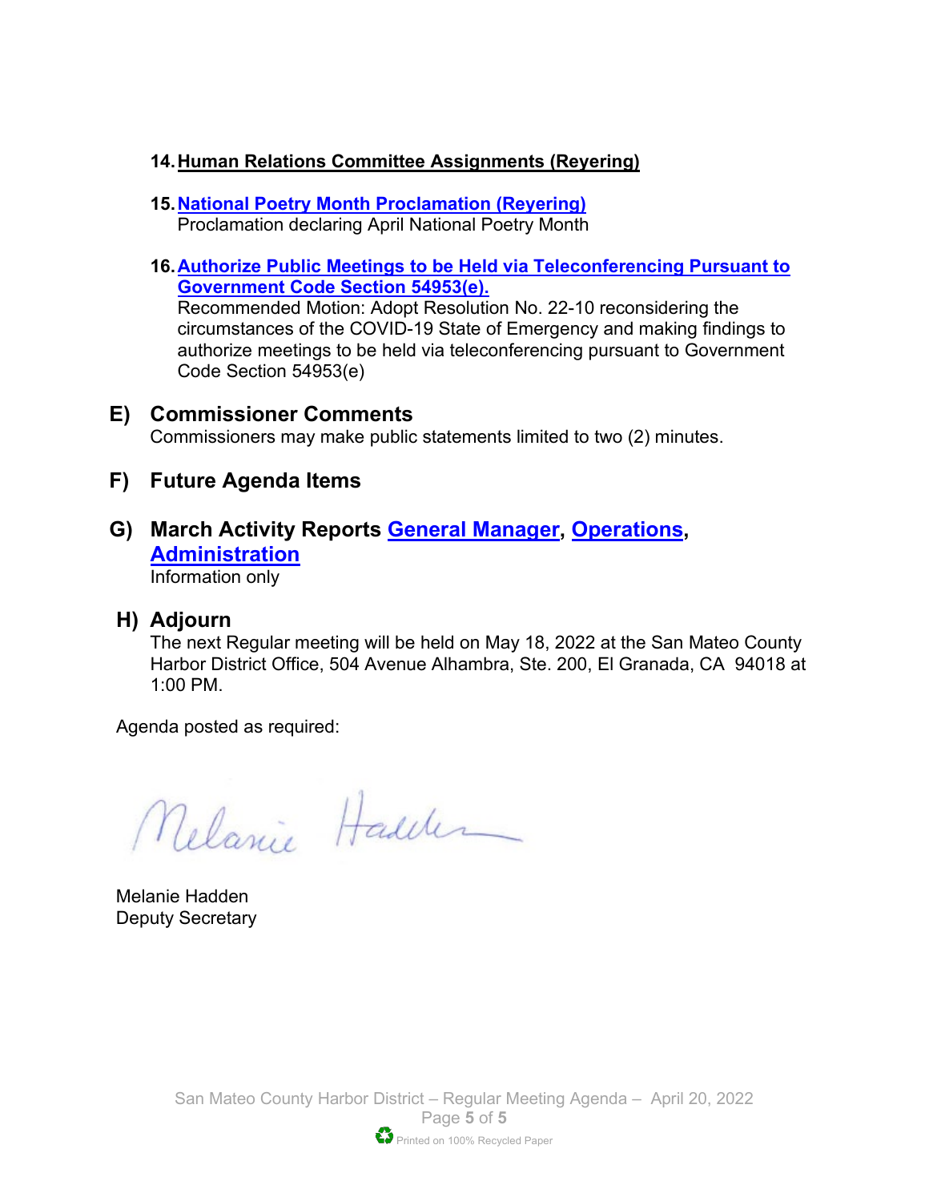14. **Human Relations Committee Assignments (Reyering)**

15. **National Poetry Month Proclamation (Reyering)**
    Proclamation declaring April National Poetry Month

16. **Authorize Public Meetings to be Held via Teleconferencing Pursuant to Government Code Section 54953(e).**
    Recommended Motion: Adopt Resolution No. 22-10 reconsidering the circumstances of the COVID-19 State of Emergency and making findings to authorize meetings to be held via teleconferencing pursuant to Government Code Section 54953(e)

## E) Commissioner Comments

Commissioners may make public statements limited to two (2) minutes.

## F) Future Agenda Items

## G) March Activity Reports General Manager, Operations, Administration

Information only

## H) Adjourn

The next Regular meeting will be held on May 18, 2022 at the San Mateo County Harbor District Office, 504 Avenue Alhambra, Ste. 200, El Granada, CA 94018 at 1:00 PM.

Agenda posted as required:

Melanie Hadden

Melanie Hadden
Deputy Secretary